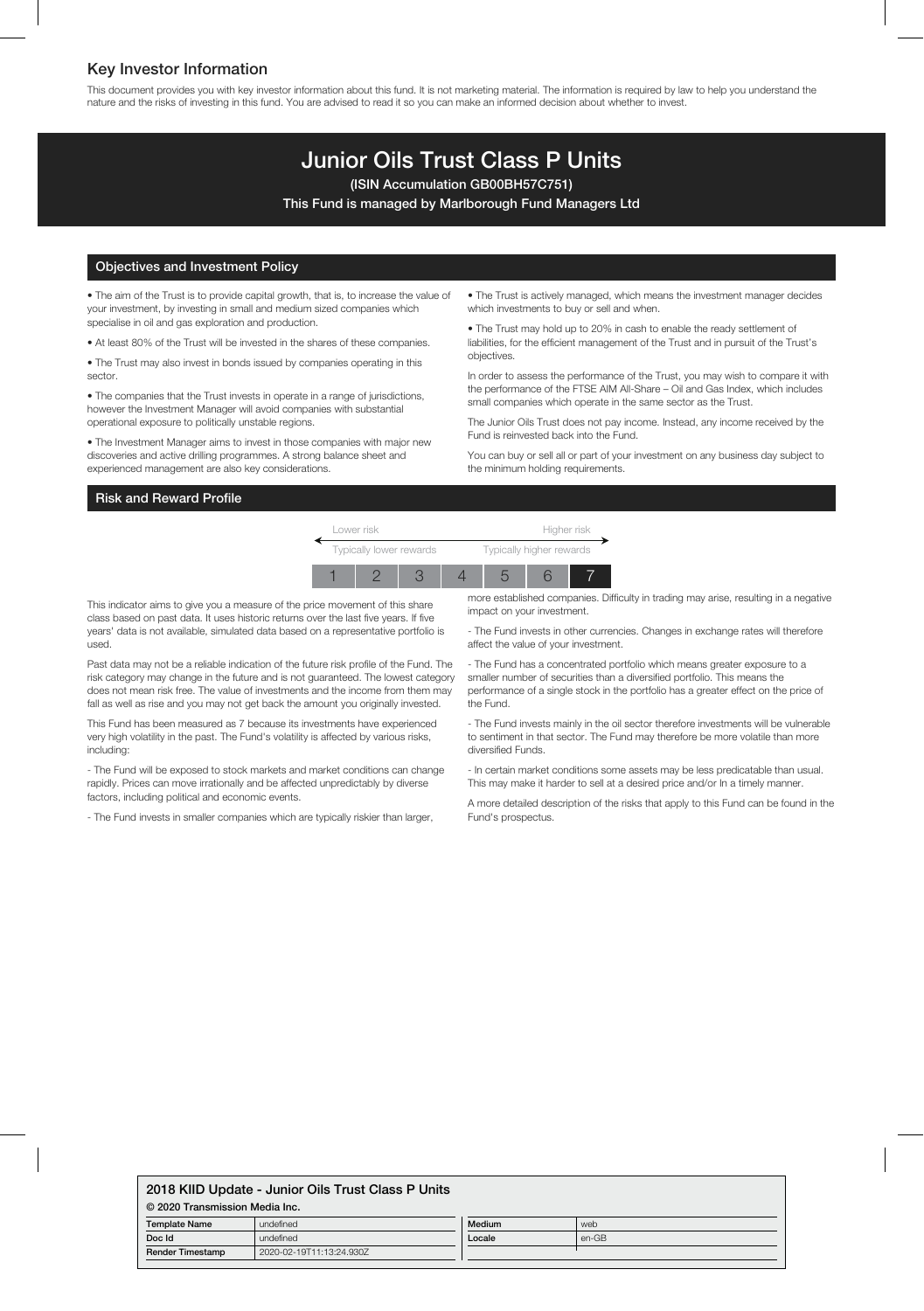## Key Investor Information

This document provides you with key investor information about this fund. It is not marketing material. The information is required by law to help you understand the nature and the risks of investing in this fund. You are advised to read it so you can make an informed decision about whether to invest.

# Junior Oils Trust Class P Units

**(ISIN Accumulation GB00BH57C751)**

**This Fund is managed by Marlborough Fund Managers Ltd**

## Objectives and Investment Policy

• The aim of the Trust is to provide capital growth, that is, to increase the value of your investment, by investing in small and medium sized companies which specialise in oil and gas exploration and production.

• At least 80% of the Trust will be invested in the shares of these companies.

• The Trust may also invest in bonds issued by companies operating in this sector.

• The companies that the Trust invests in operate in a range of jurisdictions, however the Investment Manager will avoid companies with substantial operational exposure to politically unstable regions.

• The Investment Manager aims to invest in those companies with major new discoveries and active drilling programmes. A strong balance sheet and experienced management are also key considerations.

• The Trust is actively managed, which means the investment manager decides which investments to buy or sell and when.

• The Trust may hold up to 20% in cash to enable the ready settlement of liabilities, for the efficient management of the Trust and in pursuit of the Trust's objectives.

In order to assess the performance of the Trust, you may wish to compare it with the performance of the FTSE AIM All-Share – Oil and Gas Index, which includes small companies which operate in the same sector as the Trust.

The Junior Oils Trust does not pay income. Instead, any income received by the Fund is reinvested back into the Fund.

You can buy or sell all or part of your investment on any business day subject to the minimum holding requirements.

## Risk and Reward Profile

| Lower risk | | | | | | Higher risk |
|---|---|---|---|---|---|---|
| Typically lower rewards | | | | | | Typically higher rewards |
| 1 | 2 | 3 | 4 | 5 | 6 | **7** |

This indicator aims to give you a measure of the price movement of this share class based on past data. It uses historic returns over the last five years. If five years' data is not available, simulated data based on a representative portfolio is used.

Past data may not be a reliable indication of the future risk profile of the Fund. The risk category may change in the future and is not guaranteed. The lowest category does not mean risk free. The value of investments and the income from them may fall as well as rise and you may not get back the amount you originally invested.

This Fund has been measured as 7 because its investments have experienced very high volatility in the past. The Fund's volatility is affected by various risks, including:

- The Fund will be exposed to stock markets and market conditions can change rapidly. Prices can move irrationally and be affected unpredictably by diverse factors, including political and economic events.

- The Fund invests in smaller companies which are typically riskier than larger, more established companies. Difficulty in trading may arise, resulting in a negative impact on your investment.

- The Fund invests in other currencies. Changes in exchange rates will therefore affect the value of your investment.

- The Fund has a concentrated portfolio which means greater exposure to a smaller number of securities than a diversified portfolio. This means the performance of a single stock in the portfolio has a greater effect on the price of the Fund.

- The Fund invests mainly in the oil sector therefore investments will be vulnerable to sentiment in that sector. The Fund may therefore be more volatile than more diversified Funds.

- In certain market conditions some assets may be less predicatable than usual. This may make it harder to sell at a desired price and/or In a timely manner.

A more detailed description of the risks that apply to this Fund can be found in the Fund's prospectus.

**2018 KIID Update - Junior Oils Trust Class P Units**

**© 2020 Transmission Media Inc.**

| **Template Name** | undefined | **Medium** | web |
|---|---|---|---|
| **Doc Id** | undefined | **Locale** | en-GB |
| **Render Timestamp** | 2020-02-19T11:13:24.930Z | | |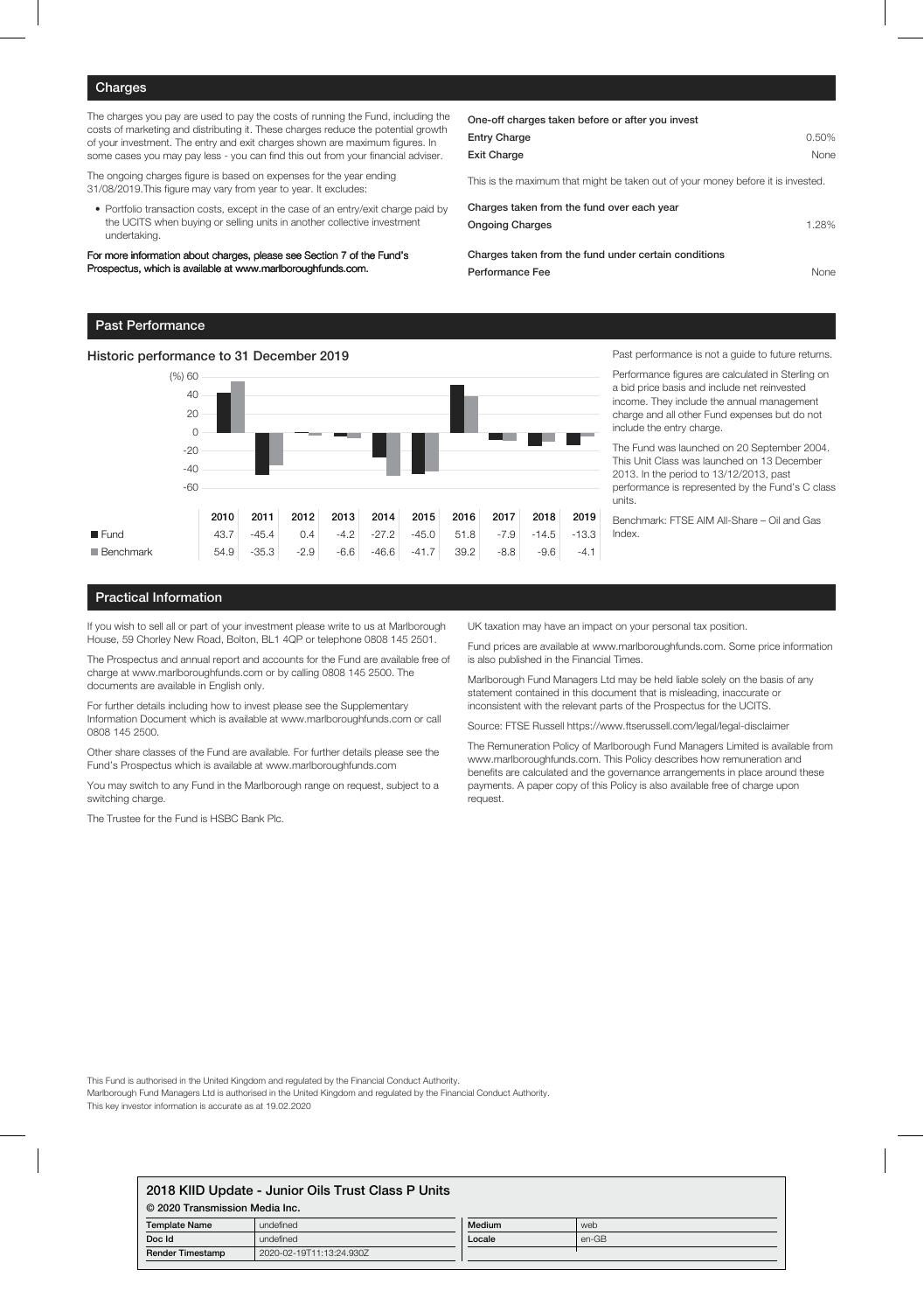## Charges

The charges you pay are used to pay the costs of running the Fund, including the costs of marketing and distributing it. These charges reduce the potential growth of your investment. The entry and exit charges shown are maximum figures. In some cases you may pay less - you can find this out from your financial adviser.

The ongoing charges figure is based on expenses for the year ending 31/08/2019.This figure may vary from year to year. It excludes:

- Portfolio transaction costs, except in the case of an entry/exit charge paid by the UCITS when buying or selling units in another collective investment undertaking.

**For more information about charges, please see Section 7 of the Fund's Prospectus, which is available at www.marlboroughfunds.com.**

| **One-off charges taken before or after you invest** | |
|---|---|
| **Entry Charge** | 0.50% |
| **Exit Charge** | None |

This is the maximum that might be taken out of your money before it is invested.

| **Charges taken from the fund over each year** | |
|---|---|
| **Ongoing Charges** | 1.28% |

| **Charges taken from the fund under certain conditions** | |
|---|---|
| **Performance Fee** | None |

## Past Performance

### Historic performance to 31 December 2019

(%) 60
40
20
0
-20
-40
-60

| | 2010 | 2011 | 2012 | 2013 | 2014 | 2015 | 2016 | 2017 | 2018 | 2019 |
|---|---|---|---|---|---|---|---|---|---|---|
| Fund | 43.7 | -45.4 | 0.4 | -4.2 | -27.2 | -45.0 | 51.8 | -7.9 | -14.5 | -13.3 |
| Benchmark | 54.9 | -35.3 | -2.9 | -6.6 | -46.6 | -41.7 | 39.2 | -8.8 | -9.6 | -4.1 |

Past performance is not a guide to future returns.

Performance figures are calculated in Sterling on a bid price basis and include net reinvested income. They include the annual management charge and all other Fund expenses but do not include the entry charge.

The Fund was launched on 20 September 2004. This Unit Class was launched on 13 December 2013. In the period to 13/12/2013, past performance is represented by the Fund's C class units.

Benchmark: FTSE AIM All-Share – Oil and Gas Index.

## Practical Information

If you wish to sell all or part of your investment please write to us at Marlborough House, 59 Chorley New Road, Bolton, BL1 4QP or telephone 0808 145 2501.

The Prospectus and annual report and accounts for the Fund are available free of charge at www.marlboroughfunds.com or by calling 0808 145 2500. The documents are available in English only.

For further details including how to invest please see the Supplementary Information Document which is available at www.marlboroughfunds.com or call 0808 145 2500.

Other share classes of the Fund are available. For further details please see the Fund's Prospectus which is available at www.marlboroughfunds.com

You may switch to any Fund in the Marlborough range on request, subject to a switching charge.

The Trustee for the Fund is HSBC Bank Plc.

UK taxation may have an impact on your personal tax position.

Fund prices are available at www.marlboroughfunds.com. Some price information is also published in the Financial Times.

Marlborough Fund Managers Ltd may be held liable solely on the basis of any statement contained in this document that is misleading, inaccurate or inconsistent with the relevant parts of the Prospectus for the UCITS.

Source: FTSE Russell https://www.ftserussell.com/legal/legal-disclaimer

The Remuneration Policy of Marlborough Fund Managers Limited is available from www.marlboroughfunds.com. This Policy describes how remuneration and benefits are calculated and the governance arrangements in place around these payments. A paper copy of this Policy is also available free of charge upon request.

This Fund is authorised in the United Kingdom and regulated by the Financial Conduct Authority.
Marlborough Fund Managers Ltd is authorised in the United Kingdom and regulated by the Financial Conduct Authority.
This key investor information is accurate as at 19.02.2020

**2018 KIID Update - Junior Oils Trust Class P Units**
**© 2020 Transmission Media Inc.**

| | | | |
|---|---|---|---|
| **Template Name** | undefined | **Medium** | web |
| **Doc Id** | undefined | **Locale** | en-GB |
| **Render Timestamp** | 2020-02-19T11:13:24.930Z | | |